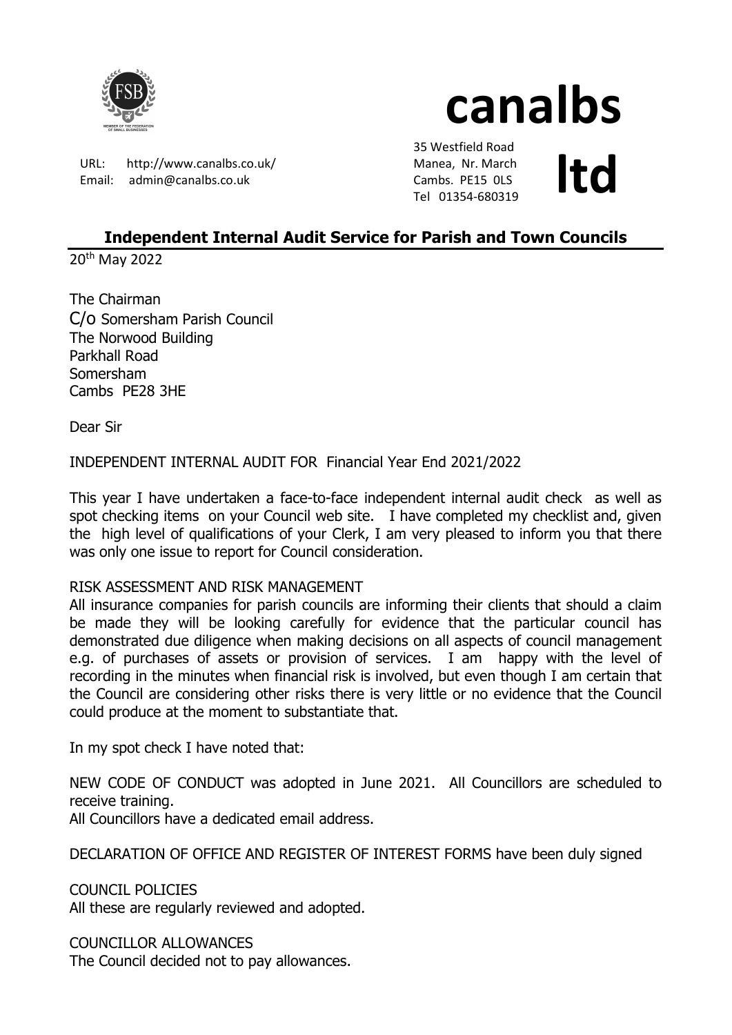URL: http://www.canalbs.co.uk/
Email: admin@canalbs.co.uk

# canalbs ltd

35 Westfield Road
Manea, Nr. March
Cambs. PE15 0LS
Tel 01354-680319

## Independent Internal Audit Service for Parish and Town Councils

20th May 2022

The Chairman
C/o Somersham Parish Council
The Norwood Building
Parkhall Road
Somersham
Cambs PE28 3HE

Dear Sir

INDEPENDENT INTERNAL AUDIT FOR Financial Year End 2021/2022

This year I have undertaken a face-to-face independent internal audit check as well as spot checking items on your Council web site. I have completed my checklist and, given the high level of qualifications of your Clerk, I am very pleased to inform you that there was only one issue to report for Council consideration.

RISK ASSESSMENT AND RISK MANAGEMENT
All insurance companies for parish councils are informing their clients that should a claim be made they will be looking carefully for evidence that the particular council has demonstrated due diligence when making decisions on all aspects of council management e.g. of purchases of assets or provision of services. I am happy with the level of recording in the minutes when financial risk is involved, but even though I am certain that the Council are considering other risks there is very little or no evidence that the Council could produce at the moment to substantiate that.

In my spot check I have noted that:

NEW CODE OF CONDUCT was adopted in June 2021. All Councillors are scheduled to receive training.
All Councillors have a dedicated email address.

DECLARATION OF OFFICE AND REGISTER OF INTEREST FORMS have been duly signed

COUNCIL POLICIES
All these are regularly reviewed and adopted.

COUNCILLOR ALLOWANCES
The Council decided not to pay allowances.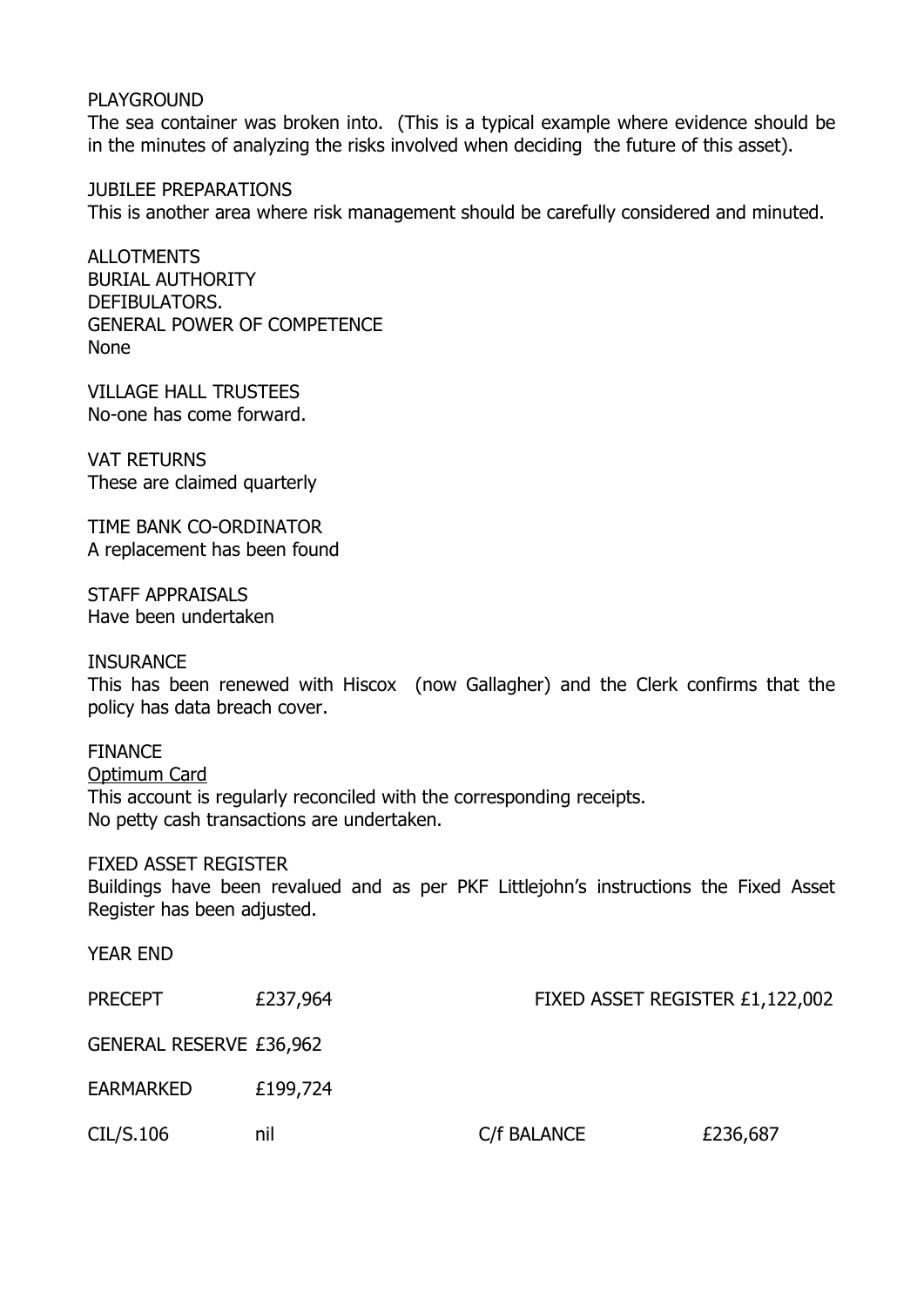PLAYGROUND

The sea container was broken into. (This is a typical example where evidence should be in the minutes of analyzing the risks involved when deciding the future of this asset).

JUBILEE PREPARATIONS

This is another area where risk management should be carefully considered and minuted.

ALLOTMENTS
BURIAL AUTHORITY
DEFIBULATORS.
GENERAL POWER OF COMPETENCE
None

VILLAGE HALL TRUSTEES

No-one has come forward.

VAT RETURNS

These are claimed quarterly

TIME BANK CO-ORDINATOR

A replacement has been found

STAFF APPRAISALS

Have been undertaken

INSURANCE

This has been renewed with Hiscox (now Gallagher) and the Clerk confirms that the policy has data breach cover.

FINANCE

<u>Optimum Card</u>

This account is regularly reconciled with the corresponding receipts.
No petty cash transactions are undertaken.

FIXED ASSET REGISTER

Buildings have been revalued and as per PKF Littlejohn's instructions the Fixed Asset Register has been adjusted.

YEAR END

| | | | |
|---|---|---|---|
| PRECEPT | £237,964 | FIXED ASSET REGISTER | £1,122,002 |
| GENERAL RESERVE | £36,962 | | |
| EARMARKED | £199,724 | | |
| CIL/S.106 | nil | C/f BALANCE | £236,687 |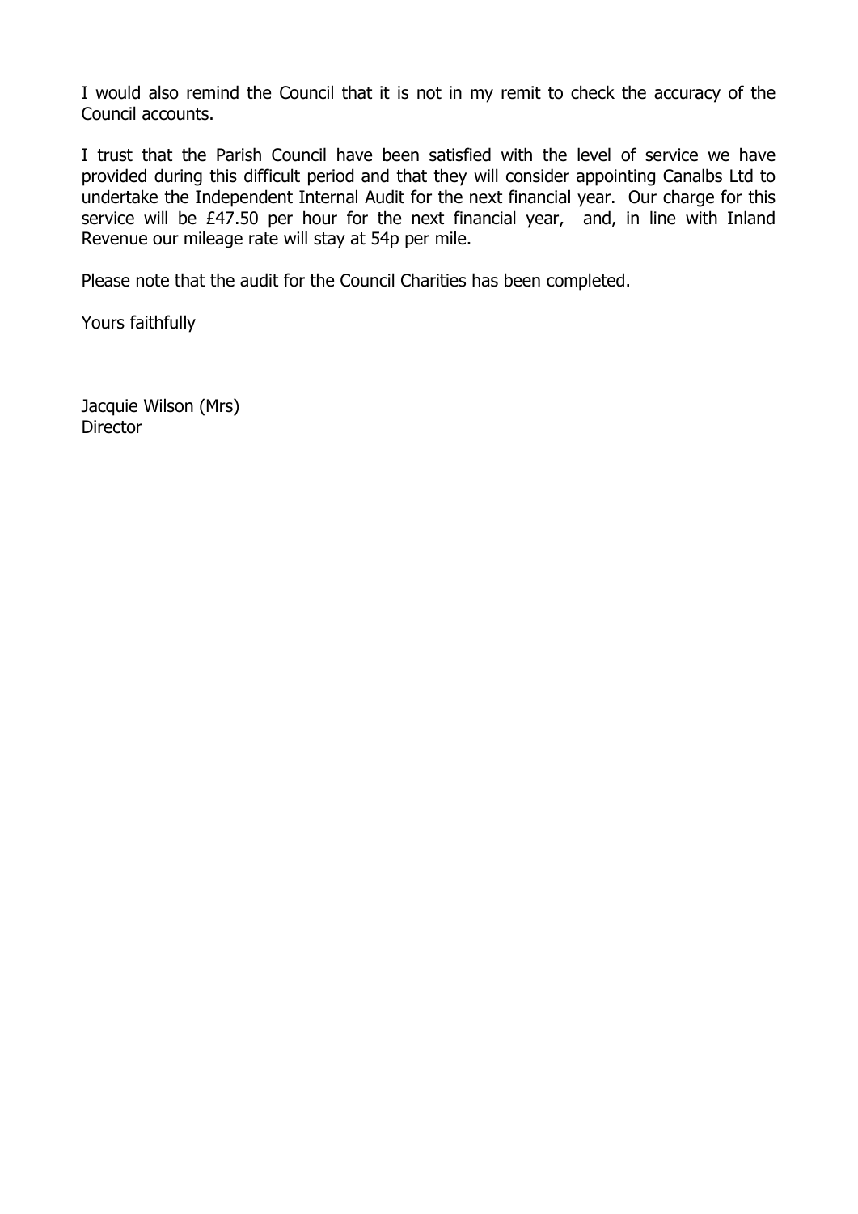I would also remind the Council that it is not in my remit to check the accuracy of the Council accounts.

I trust that the Parish Council have been satisfied with the level of service we have provided during this difficult period and that they will consider appointing Canalbs Ltd to undertake the Independent Internal Audit for the next financial year. Our charge for this service will be £47.50 per hour for the next financial year, and, in line with Inland Revenue our mileage rate will stay at 54p per mile.

Please note that the audit for the Council Charities has been completed.

Yours faithfully

Jacquie Wilson (Mrs)
Director